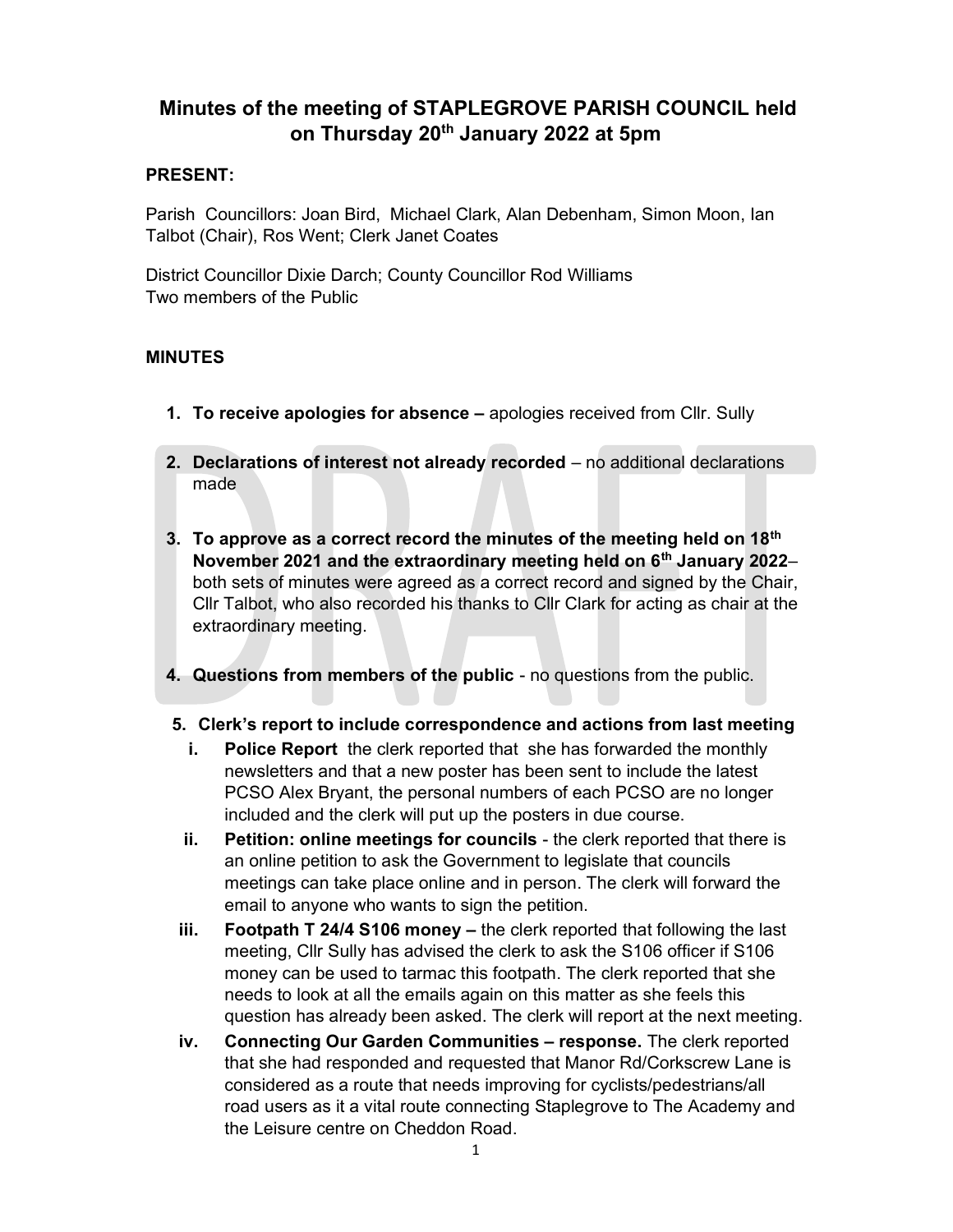# Minutes of the meeting of STAPLEGROVE PARISH COUNCIL held on Thursday 20th January 2022 at 5pm

**PRESENT:**

Parish Councillors: Joan Bird, Michael Clark, Alan Debenham, Simon Moon, Ian Talbot (Chair), Ros Went; Clerk Janet Coates

District Councillor Dixie Darch; County Councillor Rod Williams
Two members of the Public

**MINUTES**

1. **To receive apologies for absence –** apologies received from Cllr. Sully

2. **Declarations of interest not already recorded** – no additional declarations made

3. **To approve as a correct record the minutes of the meeting held on 18th November 2021 and the extraordinary meeting held on 6th January 2022**– both sets of minutes were agreed as a correct record and signed by the Chair, Cllr Talbot, who also recorded his thanks to Cllr Clark for acting as chair at the extraordinary meeting.

4. **Questions from members of the public** - no questions from the public.

5. **Clerk's report to include correspondence and actions from last meeting**
   i. **Police Report** the clerk reported that she has forwarded the monthly newsletters and that a new poster has been sent to include the latest PCSO Alex Bryant, the personal numbers of each PCSO are no longer included and the clerk will put up the posters in due course.
   ii. **Petition: online meetings for councils** - the clerk reported that there is an online petition to ask the Government to legislate that councils meetings can take place online and in person. The clerk will forward the email to anyone who wants to sign the petition.
   iii. **Footpath T 24/4 S106 money –** the clerk reported that following the last meeting, Cllr Sully has advised the clerk to ask the S106 officer if S106 money can be used to tarmac this footpath. The clerk reported that she needs to look at all the emails again on this matter as she feels this question has already been asked. The clerk will report at the next meeting.
   iv. **Connecting Our Garden Communities – response.** The clerk reported that she had responded and requested that Manor Rd/Corkscrew Lane is considered as a route that needs improving for cyclists/pedestrians/all road users as it a vital route connecting Staplegrove to The Academy and the Leisure centre on Cheddon Road.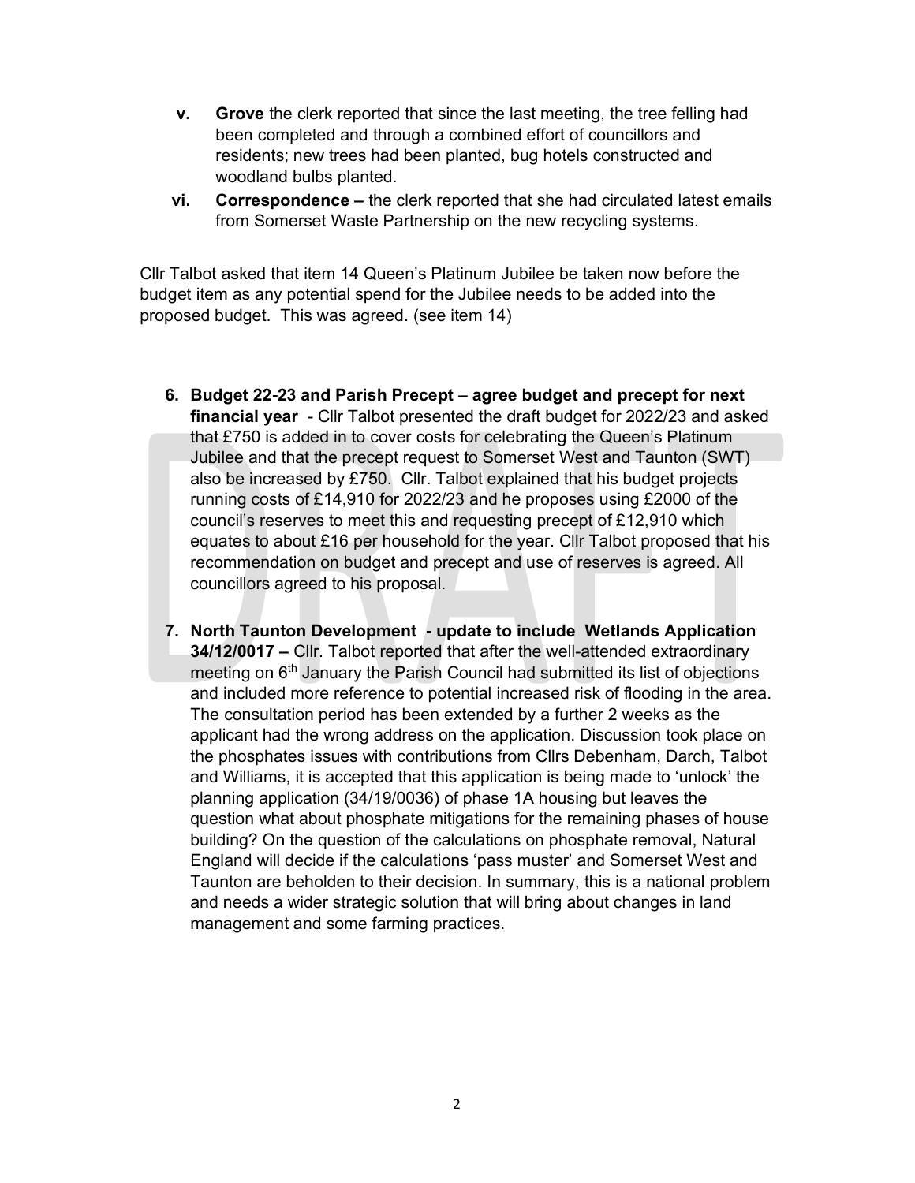v. **Grove** the clerk reported that since the last meeting, the tree felling had been completed and through a combined effort of councillors and residents; new trees had been planted, bug hotels constructed and woodland bulbs planted.

vi. **Correspondence –** the clerk reported that she had circulated latest emails from Somerset Waste Partnership on the new recycling systems.

Cllr Talbot asked that item 14 Queen's Platinum Jubilee be taken now before the budget item as any potential spend for the Jubilee needs to be added into the proposed budget. This was agreed. (see item 14)

6. **Budget 22-23 and Parish Precept – agree budget and precept for next financial year** - Cllr Talbot presented the draft budget for 2022/23 and asked that £750 is added in to cover costs for celebrating the Queen's Platinum Jubilee and that the precept request to Somerset West and Taunton (SWT) also be increased by £750. Cllr. Talbot explained that his budget projects running costs of £14,910 for 2022/23 and he proposes using £2000 of the council's reserves to meet this and requesting precept of £12,910 which equates to about £16 per household for the year. Cllr Talbot proposed that his recommendation on budget and precept and use of reserves is agreed. All councillors agreed to his proposal.

7. **North Taunton Development - update to include Wetlands Application 34/12/0017 –** Cllr. Talbot reported that after the well-attended extraordinary meeting on 6th January the Parish Council had submitted its list of objections and included more reference to potential increased risk of flooding in the area. The consultation period has been extended by a further 2 weeks as the applicant had the wrong address on the application. Discussion took place on the phosphates issues with contributions from Cllrs Debenham, Darch, Talbot and Williams, it is accepted that this application is being made to 'unlock' the planning application (34/19/0036) of phase 1A housing but leaves the question what about phosphate mitigations for the remaining phases of house building? On the question of the calculations on phosphate removal, Natural England will decide if the calculations 'pass muster' and Somerset West and Taunton are beholden to their decision. In summary, this is a national problem and needs a wider strategic solution that will bring about changes in land management and some farming practices.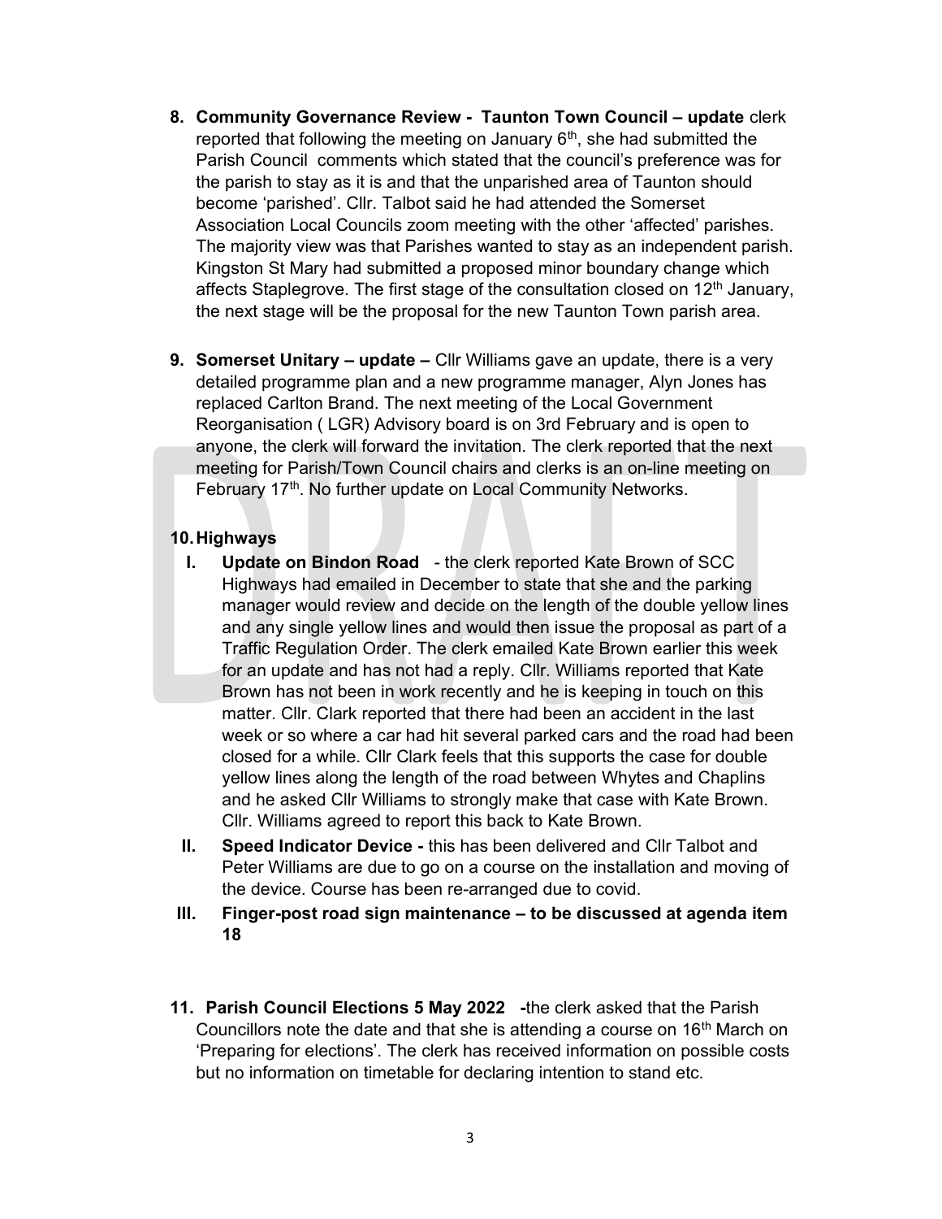8. **Community Governance Review - Taunton Town Council – update** clerk reported that following the meeting on January 6th, she had submitted the Parish Council comments which stated that the council's preference was for the parish to stay as it is and that the unparished area of Taunton should become 'parished'. Cllr. Talbot said he had attended the Somerset Association Local Councils zoom meeting with the other 'affected' parishes. The majority view was that Parishes wanted to stay as an independent parish. Kingston St Mary had submitted a proposed minor boundary change which affects Staplegrove. The first stage of the consultation closed on 12th January, the next stage will be the proposal for the new Taunton Town parish area.

9. **Somerset Unitary – update –** Cllr Williams gave an update, there is a very detailed programme plan and a new programme manager, Alyn Jones has replaced Carlton Brand. The next meeting of the Local Government Reorganisation ( LGR) Advisory board is on 3rd February and is open to anyone, the clerk will forward the invitation. The clerk reported that the next meeting for Parish/Town Council chairs and clerks is an on-line meeting on February 17th. No further update on Local Community Networks.

10. **Highways**

    I. **Update on Bindon Road** - the clerk reported Kate Brown of SCC Highways had emailed in December to state that she and the parking manager would review and decide on the length of the double yellow lines and any single yellow lines and would then issue the proposal as part of a Traffic Regulation Order. The clerk emailed Kate Brown earlier this week for an update and has not had a reply. Cllr. Williams reported that Kate Brown has not been in work recently and he is keeping in touch on this matter. Cllr. Clark reported that there had been an accident in the last week or so where a car had hit several parked cars and the road had been closed for a while. Cllr Clark feels that this supports the case for double yellow lines along the length of the road between Whytes and Chaplins and he asked Cllr Williams to strongly make that case with Kate Brown. Cllr. Williams agreed to report this back to Kate Brown.

    II. **Speed Indicator Device -** this has been delivered and Cllr Talbot and Peter Williams are due to go on a course on the installation and moving of the device. Course has been re-arranged due to covid.

    III. **Finger-post road sign maintenance – to be discussed at agenda item 18**

11. **Parish Council Elections 5 May 2022 -**the clerk asked that the Parish Councillors note the date and that she is attending a course on 16th March on 'Preparing for elections'. The clerk has received information on possible costs but no information on timetable for declaring intention to stand etc.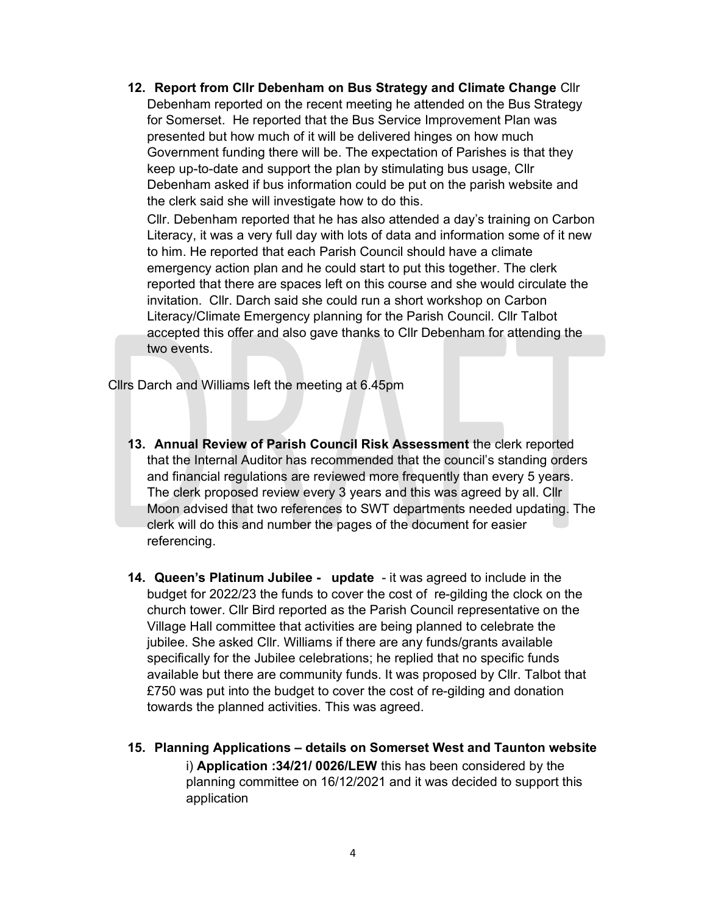12. **Report from Cllr Debenham on Bus Strategy and Climate Change** Cllr Debenham reported on the recent meeting he attended on the Bus Strategy for Somerset. He reported that the Bus Service Improvement Plan was presented but how much of it will be delivered hinges on how much Government funding there will be. The expectation of Parishes is that they keep up-to-date and support the plan by stimulating bus usage, Cllr Debenham asked if bus information could be put on the parish website and the clerk said she will investigate how to do this.

    Cllr. Debenham reported that he has also attended a day's training on Carbon Literacy, it was a very full day with lots of data and information some of it new to him. He reported that each Parish Council should have a climate emergency action plan and he could start to put this together. The clerk reported that there are spaces left on this course and she would circulate the invitation. Cllr. Darch said she could run a short workshop on Carbon Literacy/Climate Emergency planning for the Parish Council. Cllr Talbot accepted this offer and also gave thanks to Cllr Debenham for attending the two events.

Cllrs Darch and Williams left the meeting at 6.45pm

13. **Annual Review of Parish Council Risk Assessment** the clerk reported that the Internal Auditor has recommended that the council's standing orders and financial regulations are reviewed more frequently than every 5 years. The clerk proposed review every 3 years and this was agreed by all. Cllr Moon advised that two references to SWT departments needed updating. The clerk will do this and number the pages of the document for easier referencing.

14. **Queen's Platinum Jubilee - update** - it was agreed to include in the budget for 2022/23 the funds to cover the cost of re-gilding the clock on the church tower. Cllr Bird reported as the Parish Council representative on the Village Hall committee that activities are being planned to celebrate the jubilee. She asked Cllr. Williams if there are any funds/grants available specifically for the Jubilee celebrations; he replied that no specific funds available but there are community funds. It was proposed by Cllr. Talbot that £750 was put into the budget to cover the cost of re-gilding and donation towards the planned activities. This was agreed.

15. **Planning Applications – details on Somerset West and Taunton website**

    i) **Application :34/21/ 0026/LEW** this has been considered by the planning committee on 16/12/2021 and it was decided to support this application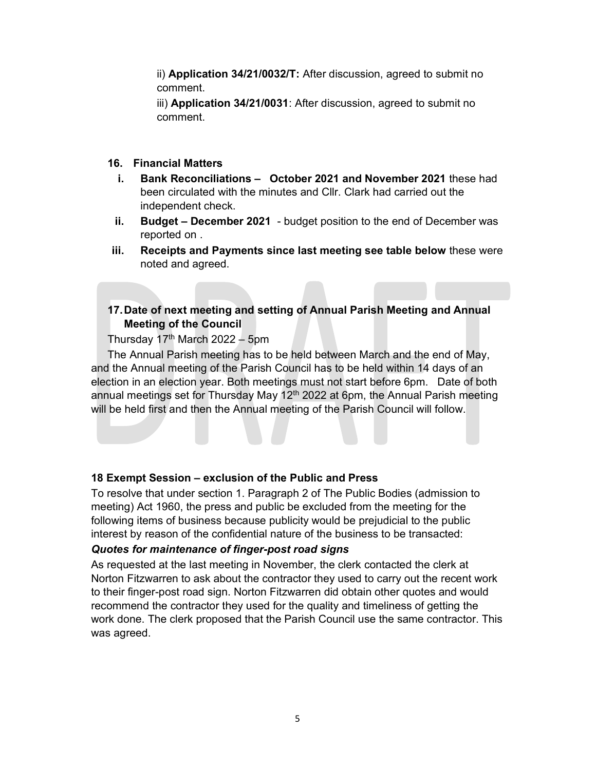ii) **Application 34/21/0032/T:** After discussion, agreed to submit no comment.

iii) **Application 34/21/0031**: After discussion, agreed to submit no comment.

**16. Financial Matters**

i. **Bank Reconciliations – October 2021 and November 2021** these had been circulated with the minutes and Cllr. Clark had carried out the independent check.

ii. **Budget – December 2021** - budget position to the end of December was reported on .

iii. **Receipts and Payments since last meeting see table below** these were noted and agreed.

**17. Date of next meeting and setting of Annual Parish Meeting and Annual Meeting of the Council**

Thursday 17th March 2022 – 5pm

The Annual Parish meeting has to be held between March and the end of May, and the Annual meeting of the Parish Council has to be held within 14 days of an election in an election year. Both meetings must not start before 6pm. Date of both annual meetings set for Thursday May 12th 2022 at 6pm, the Annual Parish meeting will be held first and then the Annual meeting of the Parish Council will follow.

**18 Exempt Session – exclusion of the Public and Press**

To resolve that under section 1. Paragraph 2 of The Public Bodies (admission to meeting) Act 1960, the press and public be excluded from the meeting for the following items of business because publicity would be prejudicial to the public interest by reason of the confidential nature of the business to be transacted:

***Quotes for maintenance of finger-post road signs***

As requested at the last meeting in November, the clerk contacted the clerk at Norton Fitzwarren to ask about the contractor they used to carry out the recent work to their finger-post road sign. Norton Fitzwarren did obtain other quotes and would recommend the contractor they used for the quality and timeliness of getting the work done. The clerk proposed that the Parish Council use the same contractor. This was agreed.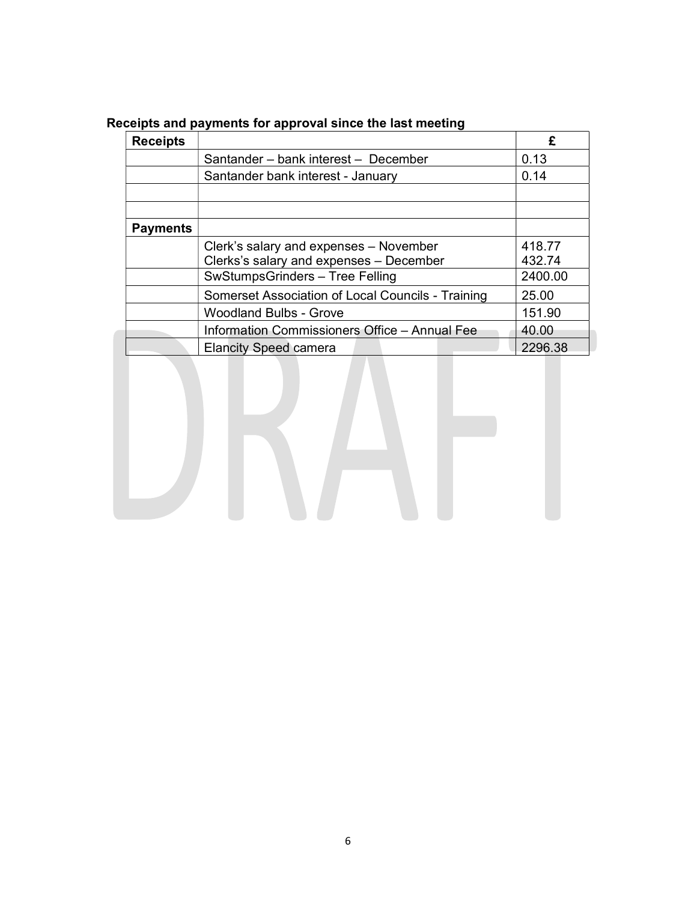**Receipts and payments for approval since the last meeting**

| **Receipts** | | **£** |
| --- | --- | --- |
| | Santander – bank interest – December | 0.13 |
| | Santander bank interest - January | 0.14 |
| | | |
| | | |
| **Payments** | | |
| | Clerk's salary and expenses – November<br>Clerks's salary and expenses – December | 418.77<br>432.74 |
| | SwStumpsGrinders – Tree Felling | 2400.00 |
| | Somerset Association of Local Councils - Training | 25.00 |
| | Woodland Bulbs - Grove | 151.90 |
| | Information Commissioners Office – Annual Fee | 40.00 |
| | Elancity Speed camera | 2296.38 |

DRAFT